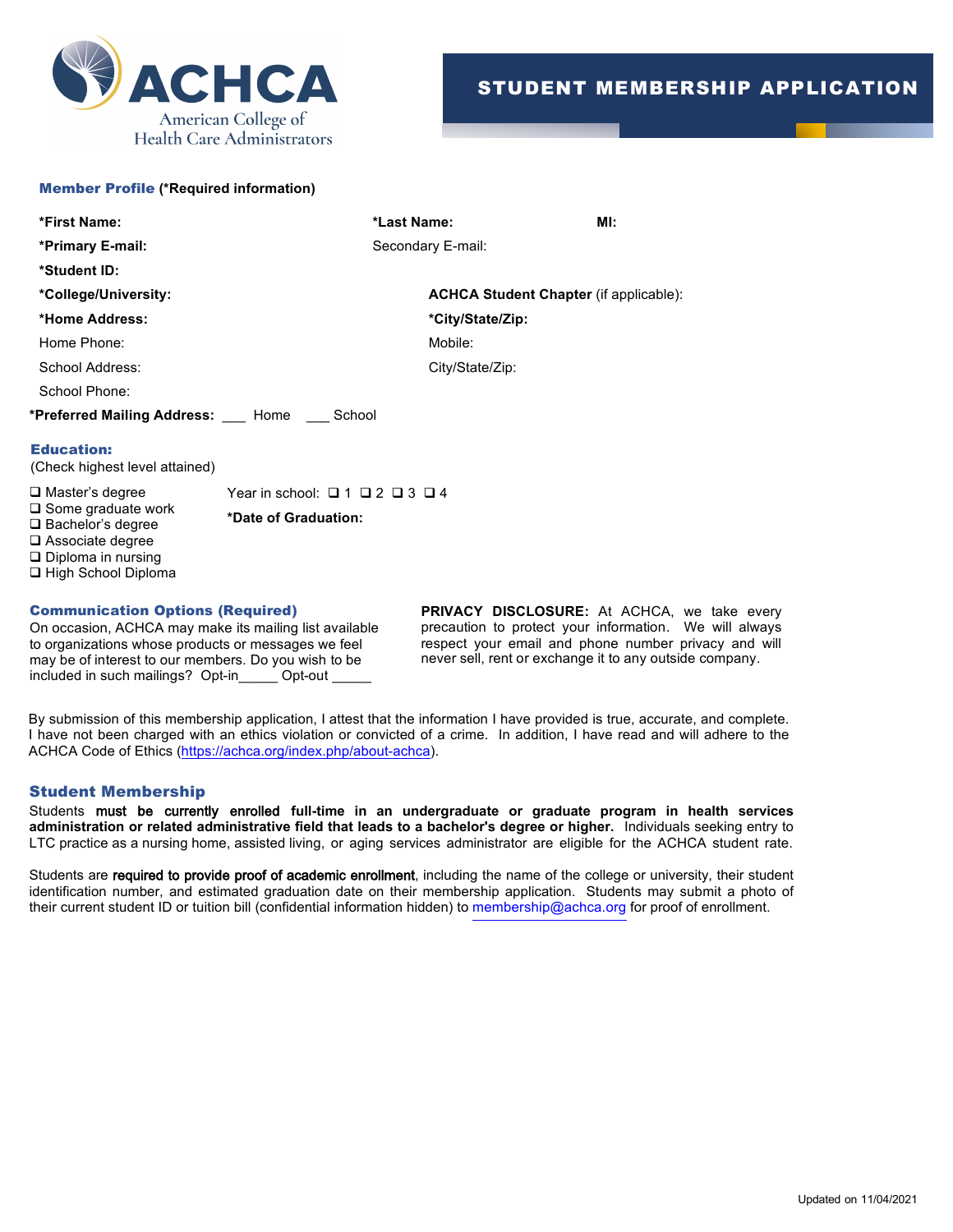ACHCA

American College of Health Care Administrators

# STUDENT MEMBERSHIP APPLICATION

## Member Profile (*Required information)

**\*First Name:** 

**\*Last Name:** 

**MI:**

**\*Primary E-mail:** 

Secondary E-mail:

**\*Student ID:**

**\*College/University:** 

**ACHCA Student Chapter** (if applicable):

**\*Home Address:** 

**\*City/State/Zip:**

Home Phone: 

Mobile:

School Address: 

City/State/Zip:

School Phone:

**\*Preferred Mailing Address:** ___ Home ___ School

## Education:

(Check highest level attained)

- ❑ Master's degree
- ❑ Some graduate work
- ❑ Bachelor's degree
- ❑ Associate degree
- ❑ Diploma in nursing
- ❑ High School Diploma

Year in school: ❑ 1 ❑ 2 ❑ 3 ❑ 4

**\*Date of Graduation:**

## Communication Options (Required)

On occasion, ACHCA may make its mailing list available to organizations whose products or messages we feel may be of interest to our members. Do you wish to be included in such mailings? Opt-in_____ Opt-out _____

**PRIVACY DISCLOSURE:** At ACHCA, we take every precaution to protect your information. We will always respect your email and phone number privacy and will never sell, rent or exchange it to any outside company.

By submission of this membership application, I attest that the information I have provided is true, accurate, and complete. I have not been charged with an ethics violation or convicted of a crime. In addition, I have read and will adhere to the ACHCA Code of Ethics (https://achca.org/index.php/about-achca).

## Student Membership

Students **must be currently enrolled full-time in an undergraduate or graduate program in health services administration or related administrative field that leads to a bachelor's degree or higher.** Individuals seeking entry to LTC practice as a nursing home, assisted living, or aging services administrator are eligible for the ACHCA student rate.

Students are **required to provide proof of academic enrollment**, including the name of the college or university, their student identification number, and estimated graduation date on their membership application. Students may submit a photo of their current student ID or tuition bill (confidential information hidden) to membership@achca.org for proof of enrollment.

Updated on 11/04/2021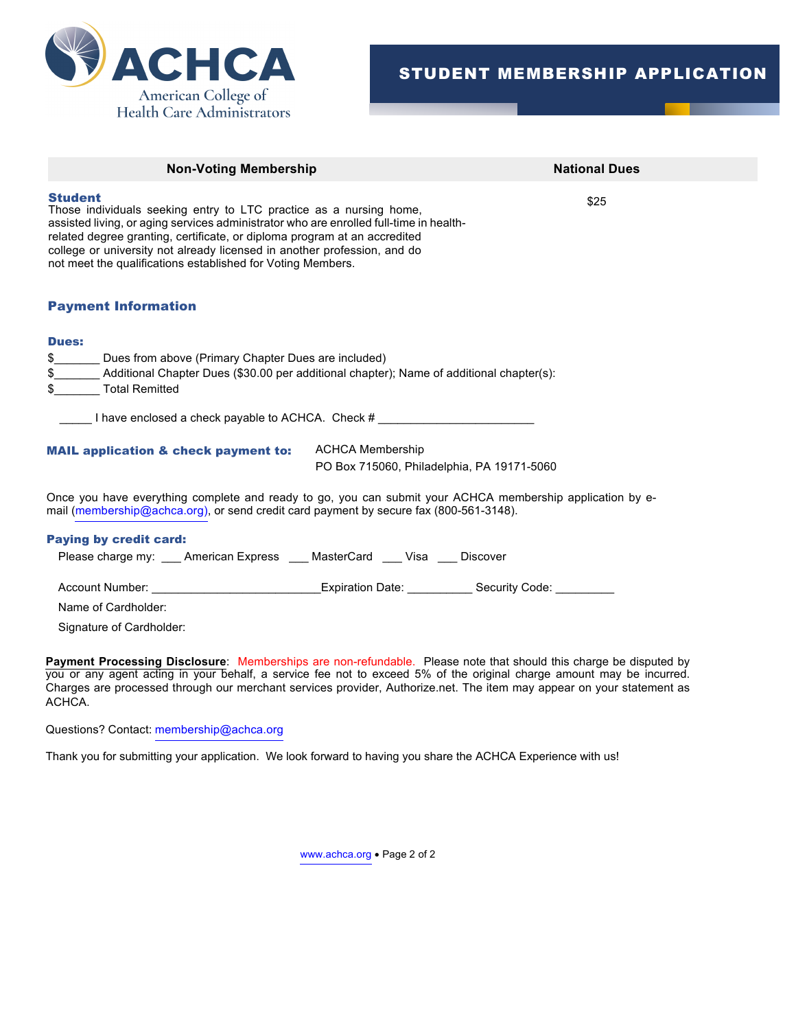ACHCA
American College of Health Care Administrators

# STUDENT MEMBERSHIP APPLICATION

| Non-Voting Membership | National Dues |
|---|---|
| **Student**<br>Those individuals seeking entry to LTC practice as a nursing home, assisted living, or aging services administrator who are enrolled full-time in health-related degree granting, certificate, or diploma program at an accredited college or university not already licensed in another profession, and do not meet the qualifications established for Voting Members. | $25 |

## Payment Information

**Dues:**

$_______ Dues from above (Primary Chapter Dues are included)
$_______ Additional Chapter Dues ($30.00 per additional chapter); Name of additional chapter(s):
$_______ Total Remitted

_____ I have enclosed a check payable to ACHCA. Check # ________________________

**MAIL application & check payment to:** ACHCA Membership
PO Box 715060, Philadelphia, PA 19171-5060

Once you have everything complete and ready to go, you can submit your ACHCA membership application by e-mail (membership@achca.org), or send credit card payment by secure fax (800-561-3148).

**Paying by credit card:**

Please charge my: ___ American Express ___ MasterCard ___ Visa ___ Discover

Account Number: _________________________Expiration Date: __________ Security Code: _________

Name of Cardholder:

Signature of Cardholder:

**Payment Processing Disclosure**: Memberships are non-refundable. Please note that should this charge be disputed by you or any agent acting in your behalf, a service fee not to exceed 5% of the original charge amount may be incurred. Charges are processed through our merchant services provider, Authorize.net. The item may appear on your statement as ACHCA.

Questions? Contact: membership@achca.org

Thank you for submitting your application. We look forward to having you share the ACHCA Experience with us!

www.achca.org